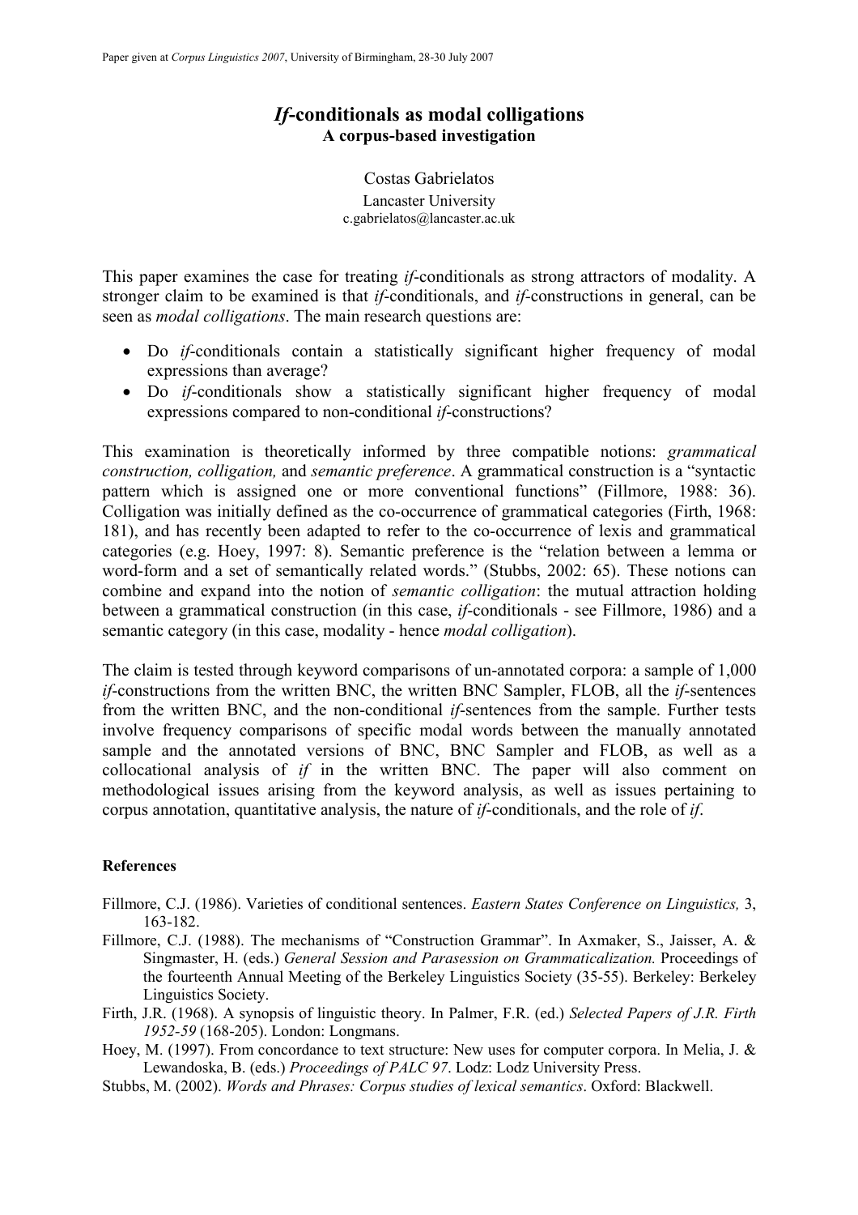# *If*-conditionals as modal colligations
## A corpus-based investigation

Costas Gabrielatos
Lancaster University
c.gabrielatos@lancaster.ac.uk

This paper examines the case for treating *if*-conditionals as strong attractors of modality. A stronger claim to be examined is that *if*-conditionals, and *if*-constructions in general, can be seen as *modal colligations*. The main research questions are:

- Do *if*-conditionals contain a statistically significant higher frequency of modal expressions than average?
- Do *if*-conditionals show a statistically significant higher frequency of modal expressions compared to non-conditional *if*-constructions?

This examination is theoretically informed by three compatible notions: *grammatical construction, colligation,* and *semantic preference*. A grammatical construction is a "syntactic pattern which is assigned one or more conventional functions" (Fillmore, 1988: 36). Colligation was initially defined as the co-occurrence of grammatical categories (Firth, 1968: 181), and has recently been adapted to refer to the co-occurrence of lexis and grammatical categories (e.g. Hoey, 1997: 8). Semantic preference is the "relation between a lemma or word-form and a set of semantically related words." (Stubbs, 2002: 65). These notions can combine and expand into the notion of *semantic colligation*: the mutual attraction holding between a grammatical construction (in this case, *if*-conditionals - see Fillmore, 1986) and a semantic category (in this case, modality - hence *modal colligation*).

The claim is tested through keyword comparisons of un-annotated corpora: a sample of 1,000 *if*-constructions from the written BNC, the written BNC Sampler, FLOB, all the *if*-sentences from the written BNC, and the non-conditional *if*-sentences from the sample. Further tests involve frequency comparisons of specific modal words between the manually annotated sample and the annotated versions of BNC, BNC Sampler and FLOB, as well as a collocational analysis of *if* in the written BNC. The paper will also comment on methodological issues arising from the keyword analysis, as well as issues pertaining to corpus annotation, quantitative analysis, the nature of *if*-conditionals, and the role of *if*.

#### References

Fillmore, C.J. (1986). Varieties of conditional sentences. *Eastern States Conference on Linguistics,* 3, 163-182.

Fillmore, C.J. (1988). The mechanisms of "Construction Grammar". In Axmaker, S., Jaisser, A. & Singmaster, H. (eds.) *General Session and Parasession on Grammaticalization.* Proceedings of the fourteenth Annual Meeting of the Berkeley Linguistics Society (35-55). Berkeley: Berkeley Linguistics Society.

Firth, J.R. (1968). A synopsis of linguistic theory. In Palmer, F.R. (ed.) *Selected Papers of J.R. Firth 1952-59* (168-205). London: Longmans.

Hoey, M. (1997). From concordance to text structure: New uses for computer corpora. In Melia, J. & Lewandoska, B. (eds.) *Proceedings of PALC 97*. Lodz: Lodz University Press.

Stubbs, M. (2002). *Words and Phrases: Corpus studies of lexical semantics*. Oxford: Blackwell.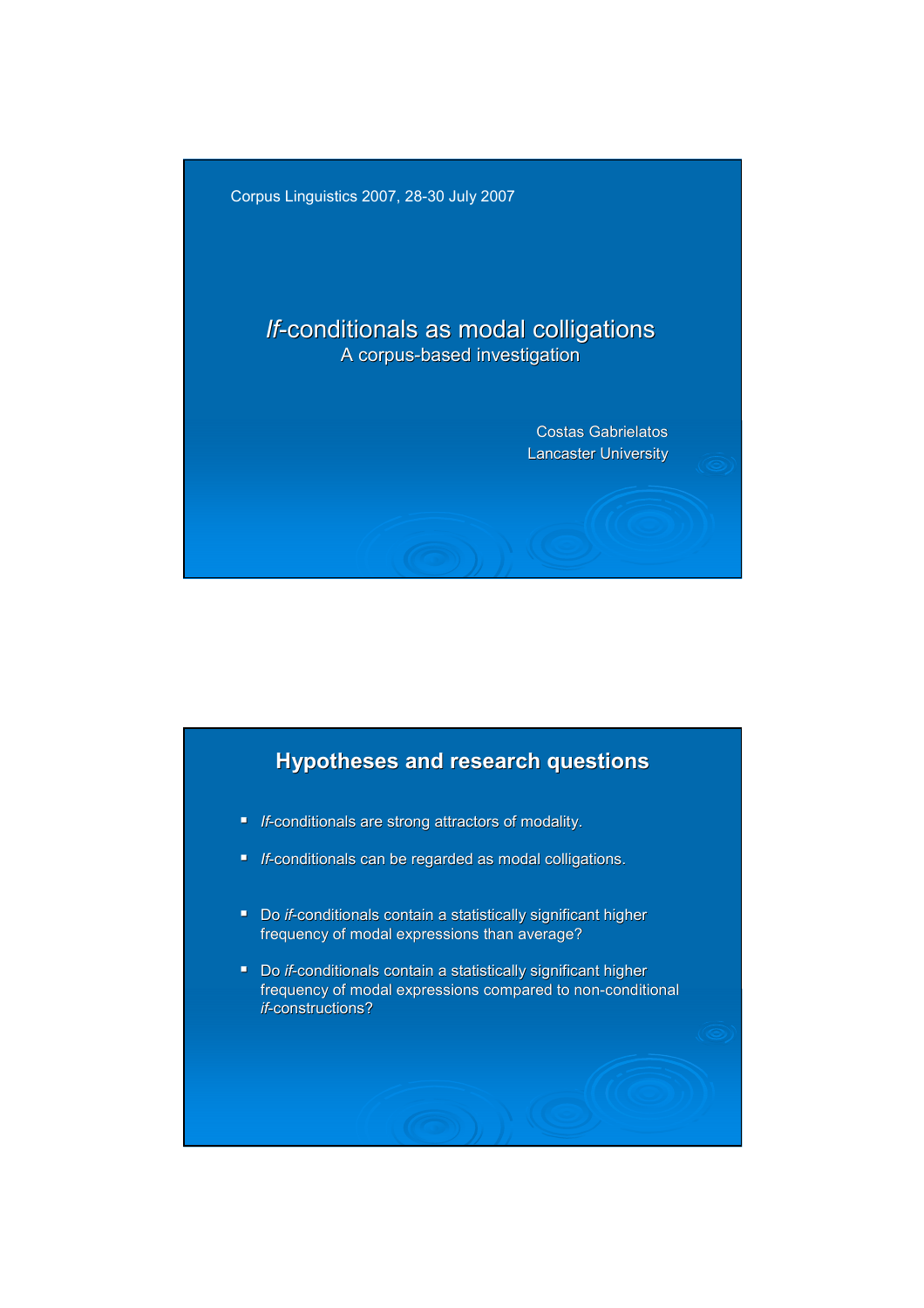Corpus Linguistics 2007, 28-30 July 2007

# *If*-conditionals as modal colligations

A corpus-based investigation

Costas Gabrielatos
Lancaster University

## Hypotheses and research questions

- *If*-conditionals are strong attractors of modality.
- *If*-conditionals can be regarded as modal colligations.

- Do *if*-conditionals contain a statistically significant higher frequency of modal expressions than average?
- Do *if*-conditionals contain a statistically significant higher frequency of modal expressions compared to non-conditional *if*-constructions?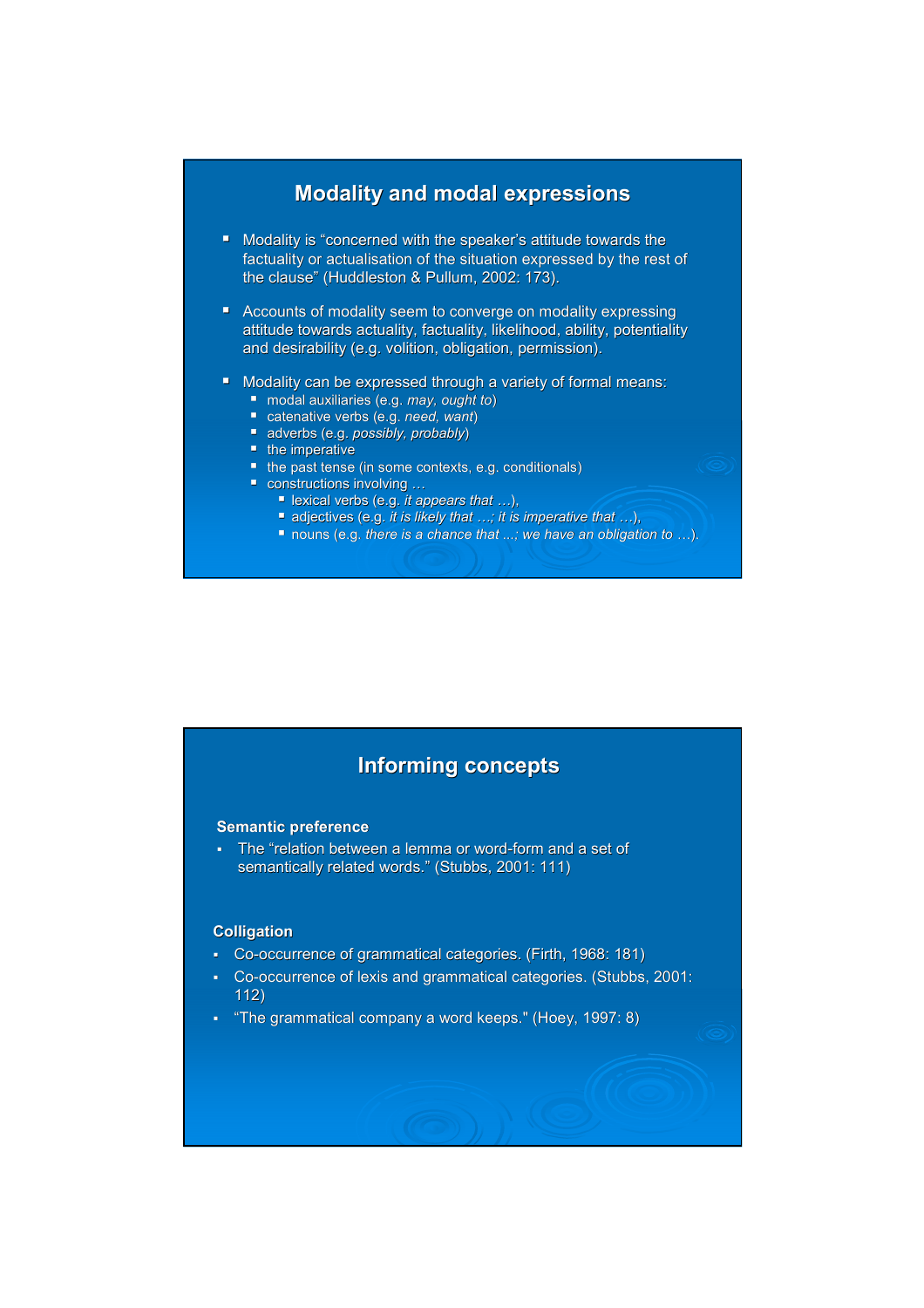## Modality and modal expressions

- Modality is "concerned with the speaker's attitude towards the factuality or actualisation of the situation expressed by the rest of the clause" (Huddleston & Pullum, 2002: 173).
- Accounts of modality seem to converge on modality expressing attitude towards actuality, factuality, likelihood, ability, potentiality and desirability (e.g. volition, obligation, permission).
- Modality can be expressed through a variety of formal means:
  - modal auxiliaries (e.g. *may, ought to*)
  - catenative verbs (e.g. *need, want*)
  - adverbs (e.g. *possibly, probably*)
  - the imperative
  - the past tense (in some contexts, e.g. conditionals)
  - constructions involving …
    - lexical verbs (e.g. *it appears that …*),
    - adjectives (e.g. *it is likely that …; it is imperative that …*),
    - nouns (e.g. *there is a chance that ...; we have an obligation to …*).

## Informing concepts

**Semantic preference**

- The "relation between a lemma or word-form and a set of semantically related words." (Stubbs, 2001: 111)

**Colligation**

- Co-occurrence of grammatical categories. (Firth, 1968: 181)
- Co-occurrence of lexis and grammatical categories. (Stubbs, 2001: 112)
- "The grammatical company a word keeps." (Hoey, 1997: 8)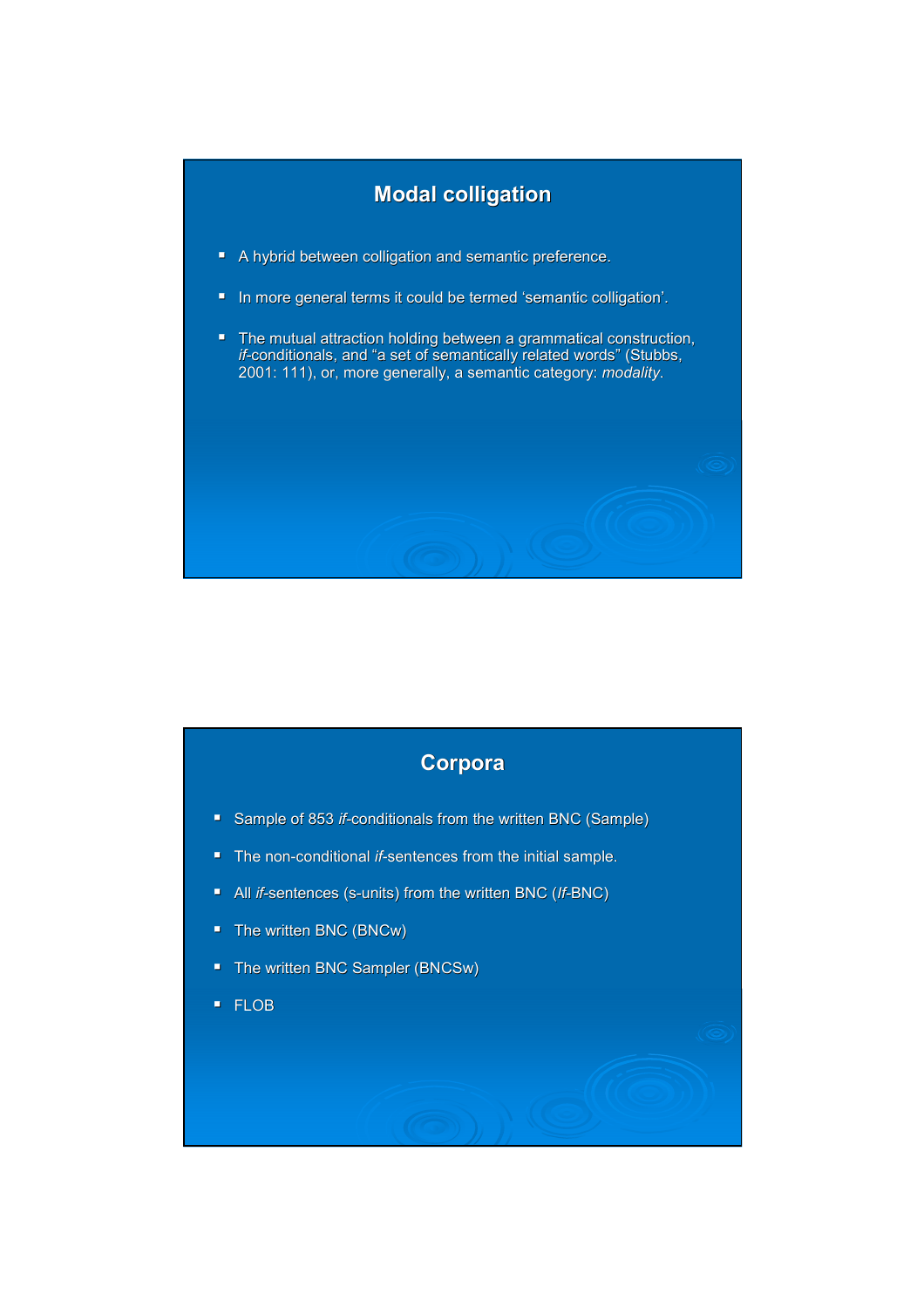## Modal colligation

- A hybrid between colligation and semantic preference.
- In more general terms it could be termed ‘semantic colligation’.
- The mutual attraction holding between a grammatical construction, *if*-conditionals, and “a set of semantically related words” (Stubbs, 2001: 111), or, more generally, a semantic category: *modality*.

## Corpora

- Sample of 853 *if*-conditionals from the written BNC (Sample)
- The non-conditional *if*-sentences from the initial sample.
- All *if*-sentences (s-units) from the written BNC (*If*-BNC)
- The written BNC (BNCw)
- The written BNC Sampler (BNCSw)
- FLOB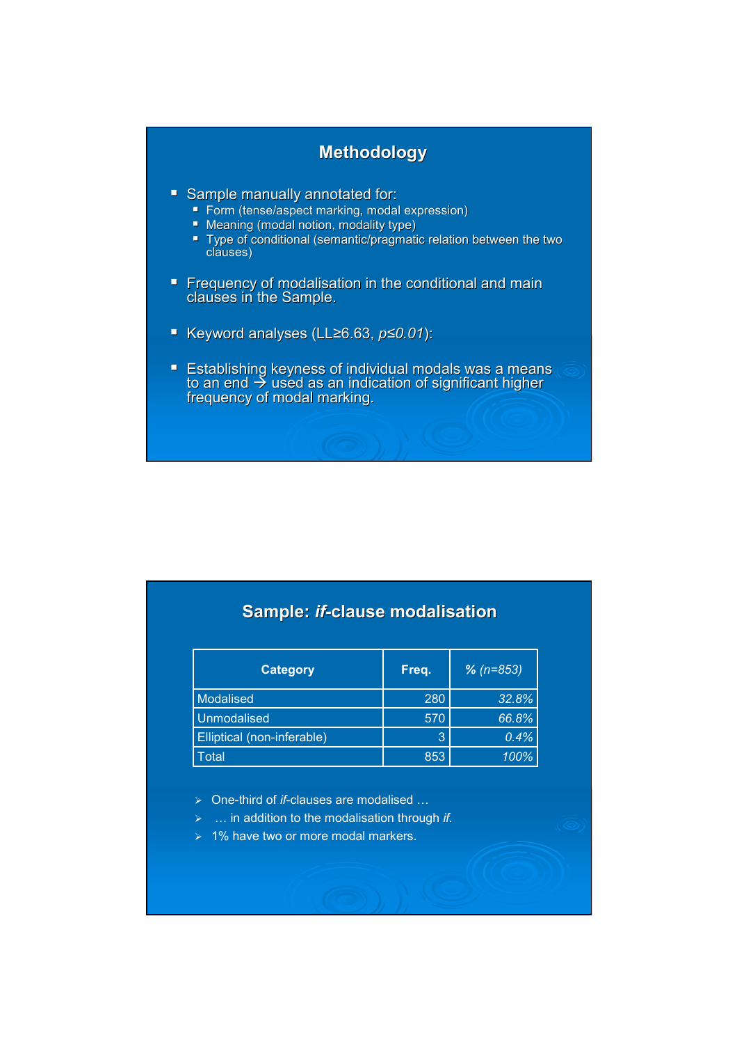## Methodology

- Sample manually annotated for:
  - Form (tense/aspect marking, modal expression)
  - Meaning (modal notion, modality type)
  - Type of conditional (semantic/pragmatic relation between the two clauses)
- Frequency of modalisation in the conditional and main clauses in the Sample.
- Keyword analyses (LL≥6.63, *p≤0.01*):
- Establishing keyness of individual modals was a means to an end → used as an indication of significant higher frequency of modal marking.

## Sample: *if*-clause modalisation

| Category | Freq. | *% (n=853)* |
|---|---|---|
| Modalised | 280 | *32.8%* |
| Unmodalised | 570 | *66.8%* |
| Elliptical (non-inferable) | 3 | *0.4%* |
| Total | 853 | *100%* |

- One-third of *if*-clauses are modalised …
- … in addition to the modalisation through *if.*
- 1% have two or more modal markers.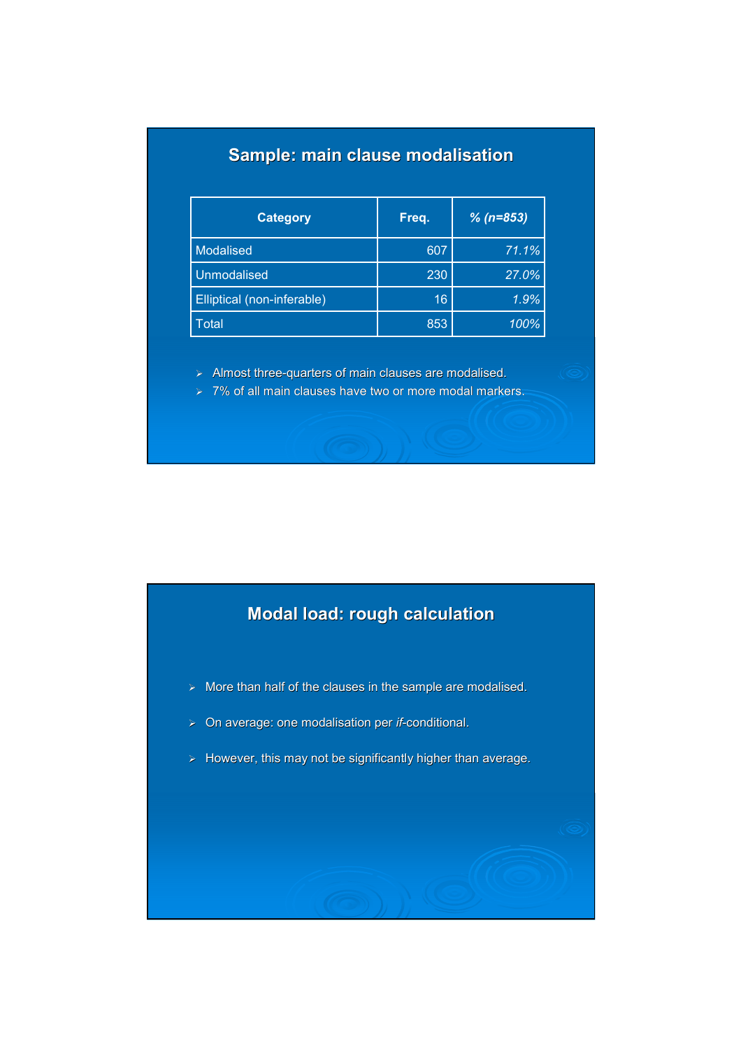## Sample: main clause modalisation

| Category | Freq. | *% (n=853)* |
|---|---|---|
| Modalised | 607 | *71.1%* |
| Unmodalised | 230 | *27.0%* |
| Elliptical (non-inferable) | 16 | *1.9%* |
| Total | 853 | *100%* |

- Almost three-quarters of main clauses are modalised.
- 7% of all main clauses have two or more modal markers.

## Modal load: rough calculation

- More than half of the clauses in the sample are modalised.
- On average: one modalisation per *if*-conditional.
- However, this may not be significantly higher than average.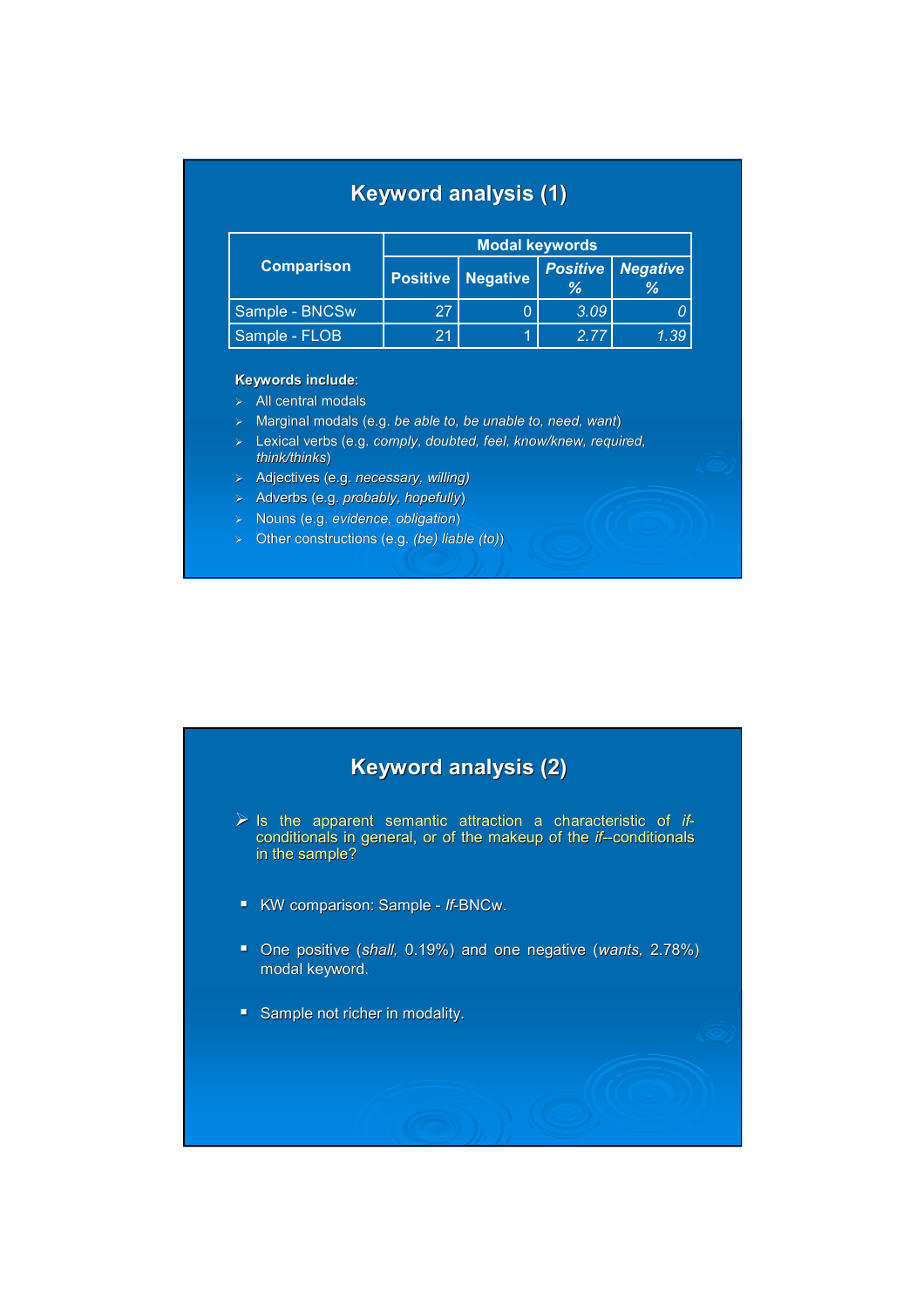## Keyword analysis (1)

| Comparison | Modal keywords | | | |
|---|---|---|---|---|
| | Positive | Negative | *Positive %* | *Negative %* |
| Sample - BNCSw | 27 | 0 | *3.09* | *0* |
| Sample - FLOB | 21 | 1 | *2.77* | *1.39* |

**Keywords include**:

- All central modals
- Marginal modals (e.g. *be able to, be unable to, need, want*)
- Lexical verbs (e.g. *comply, doubted, feel, know/knew, required, think/thinks*)
- Adjectives (e.g. *necessary, willing)*
- Adverbs (e.g. *probably, hopefully*)
- Nouns (e.g. *evidence, obligation*)
- Other constructions (e.g. *(be) liable (to)*)

## Keyword analysis (2)

- Is the apparent semantic attraction a characteristic of *if*-conditionals in general, or of the makeup of the *if*--conditionals in the sample?

- KW comparison: Sample - *If*-BNCw.
- One positive (*shall*, 0.19%) and one negative (*wants*, 2.78%) modal keyword.
- Sample not richer in modality.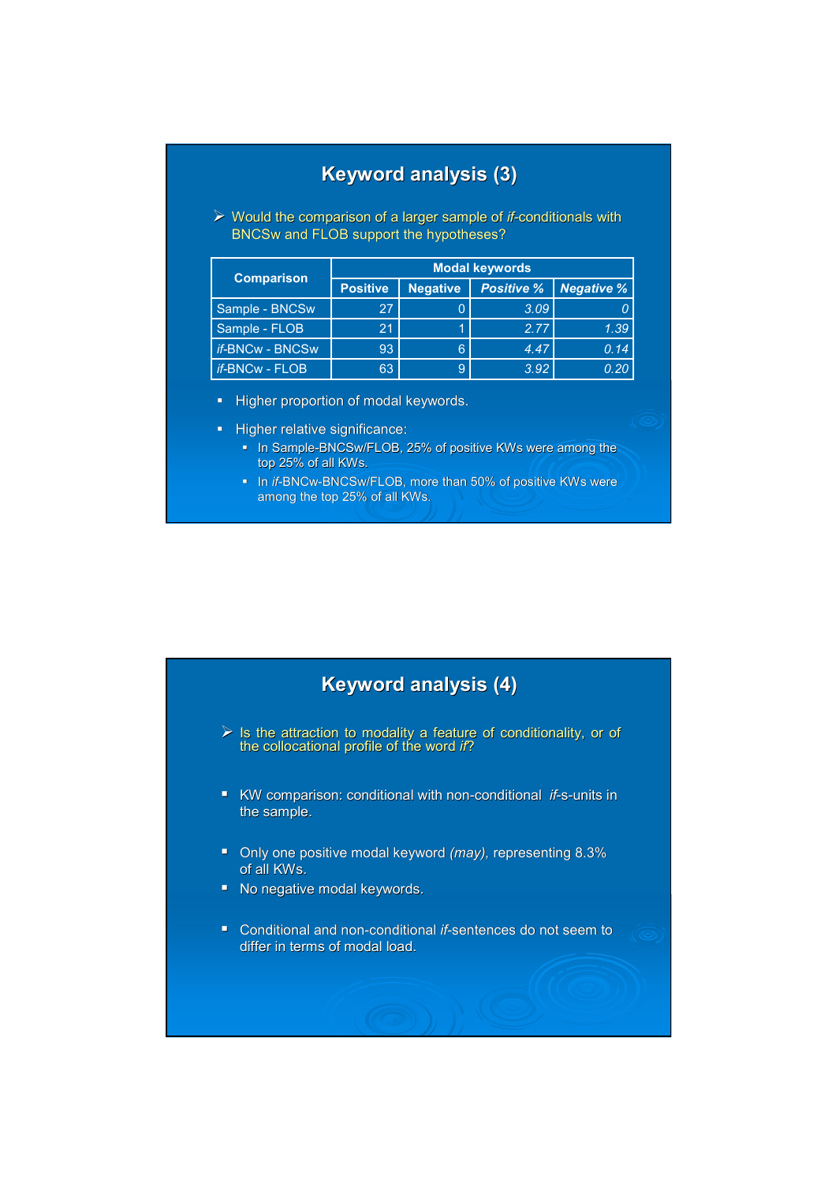## Keyword analysis (3)

- Would the comparison of a larger sample of *if*-conditionals with BNCSw and FLOB support the hypotheses?

| Comparison | Modal keywords | | | |
|---|---|---|---|---|
| | Positive | Negative | *Positive %* | *Negative %* |
| Sample - BNCSw | 27 | 0 | *3.09* | *0* |
| Sample - FLOB | 21 | 1 | *2.77* | *1.39* |
| *if*-BNCw - BNCSw | 93 | 6 | *4.47* | *0.14* |
| *if*-BNCw - FLOB | 63 | 9 | *3.92* | *0.20* |

- Higher proportion of modal keywords.
- Higher relative significance:
  - In Sample-BNCSw/FLOB, 25% of positive KWs were among the top 25% of all KWs.
  - In *if*-BNCw-BNCSw/FLOB, more than 50% of positive KWs were among the top 25% of all KWs.

## Keyword analysis (4)

- Is the attraction to modality a feature of conditionality, or of the collocational profile of the word *if*?

- KW comparison: conditional with non-conditional *if*-s-units in the sample.
- Only one positive modal keyword *(may)*, representing 8.3% of all KWs.
- No negative modal keywords.
- Conditional and non-conditional *if*-sentences do not seem to differ in terms of modal load.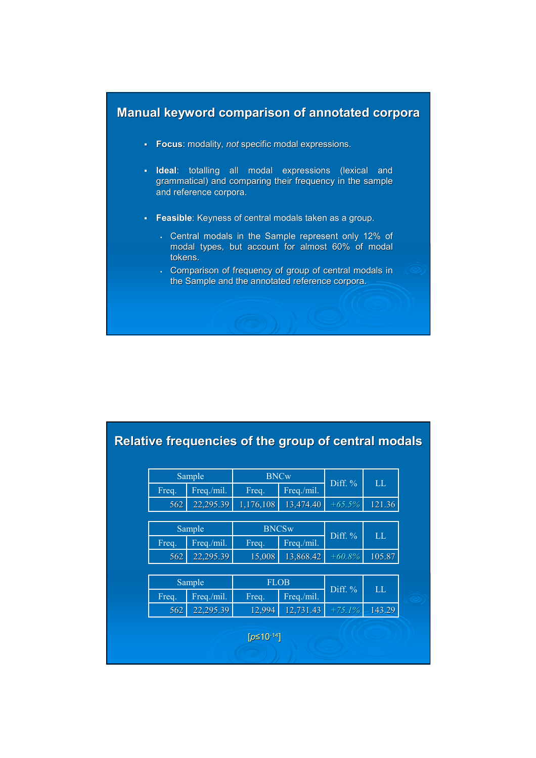## Manual keyword comparison of annotated corpora

- **Focus**: modality, *not* specific modal expressions.
- **Ideal**: totalling all modal expressions (lexical and grammatical) and comparing their frequency in the sample and reference corpora.
- **Feasible**: Keyness of central modals taken as a group.
  - Central modals in the Sample represent only 12% of modal types, but account for almost 60% of modal tokens.
  - Comparison of frequency of group of central modals in the Sample and the annotated reference corpora.

## Relative frequencies of the group of central modals

| Sample | | BNCw | | Diff. % | LL |
|---|---|---|---|---|---|
| Freq. | Freq./mil. | Freq. | Freq./mil. | | |
| 562 | 22,295.39 | 1,176,108 | 13,474.40 | *+65.5%* | 121.36 |

| Sample | | BNCSw | | Diff. % | LL |
|---|---|---|---|---|---|
| Freq. | Freq./mil. | Freq. | Freq./mil. | | |
| 562 | 22,295.39 | 15,008 | 13,868.42 | *+60.8%* | 105.87 |

| Sample | | FLOB | | Diff. % | LL |
|---|---|---|---|---|---|
| Freq. | Freq./mil. | Freq. | Freq./mil. | | |
| 562 | 22,295.39 | 12,994 | 12,731.43 | *+75.1%* | 143.29 |

[$p \leq 10^{-14}$]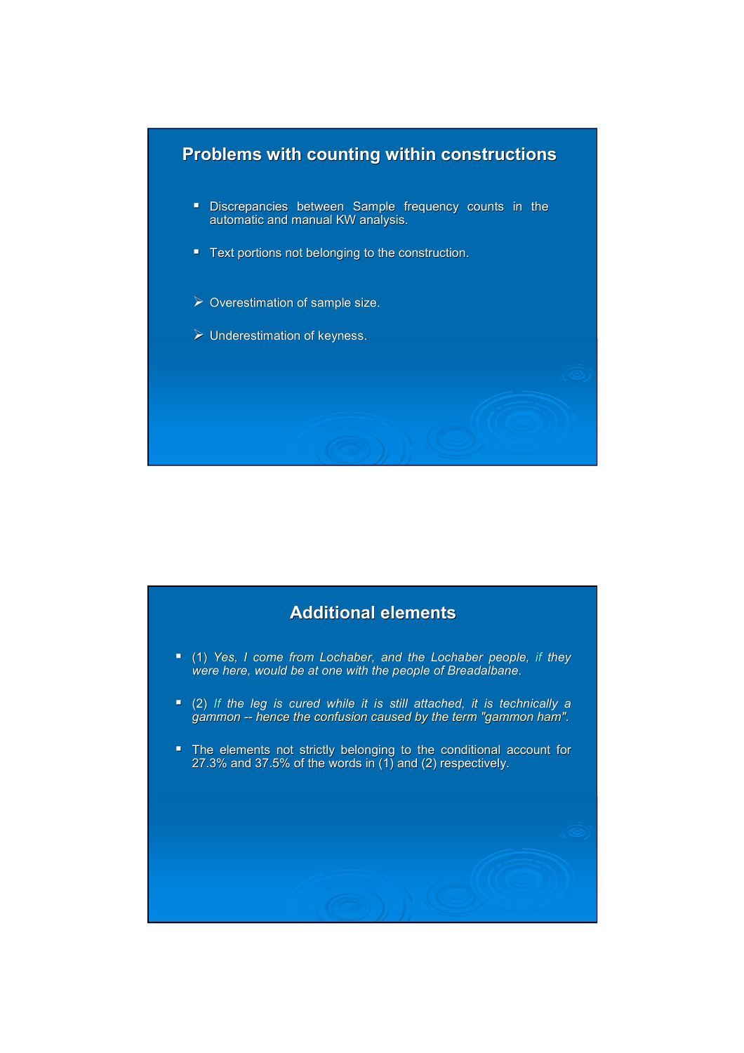## Problems with counting within constructions

- Discrepancies between Sample frequency counts in the automatic and manual KW analysis.
- Text portions not belonging to the construction.

➢ Overestimation of sample size.

➢ Underestimation of keyness.

## Additional elements

- (1) *Yes, I come from Lochaber, and the Lochaber people, if they were here, would be at one with the people of Breadalbane.*
- (2) *If the leg is cured while it is still attached, it is technically a gammon -- hence the confusion caused by the term "gammon ham".*
- The elements not strictly belonging to the conditional account for 27.3% and 37.5% of the words in (1) and (2) respectively.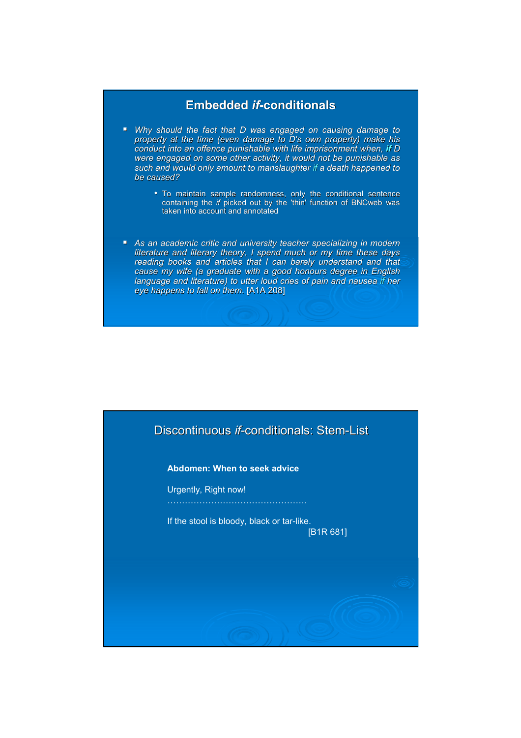## Embedded *if*-conditionals

- *Why should the fact that D was engaged on causing damage to property at the time (even damage to D's own property) make his conduct into an offence punishable with life imprisonment when, **if** D were engaged on some other activity, it would not be punishable as such and would only amount to manslaughter if a death happened to be caused?*
  - To maintain sample randomness, only the conditional sentence containing the *if* picked out by the 'thin' function of BNCweb was taken into account and annotated

- *As an academic critic and university teacher specializing in modern literature and literary theory, I spend much or my time these days reading books and articles that I can barely understand and that cause my wife (a graduate with a good honours degree in English language and literature) to utter loud cries of pain and nausea if her eye happens to fall on them.* [A1A 208]

## Discontinuous *if*-conditionals: Stem-List

**Abdomen: When to seek advice**

Urgently, Right now!

…………………………………………

If the stool is bloody, black or tar-like.

[B1R 681]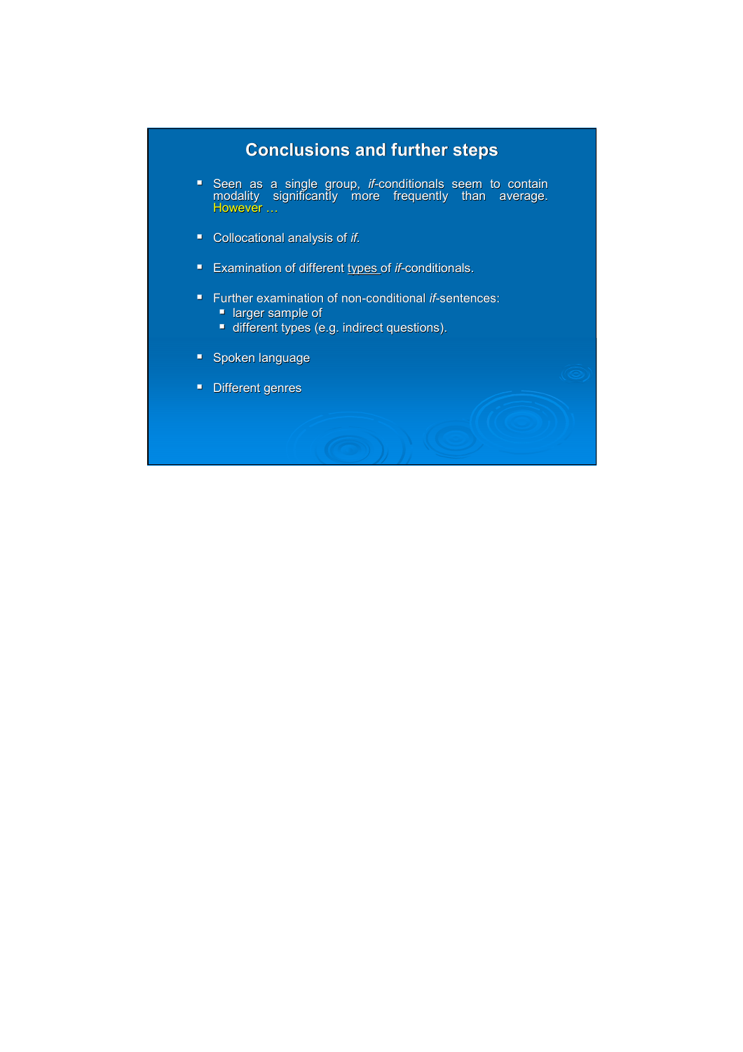## Conclusions and further steps

- Seen as a single group, *if*-conditionals seem to contain modality significantly more frequently than average. However …
- Collocational analysis of *if.*
- Examination of different types of *if*-conditionals.
- Further examination of non-conditional *if*-sentences:
  - larger sample of
  - different types (e.g. indirect questions).
- Spoken language
- Different genres